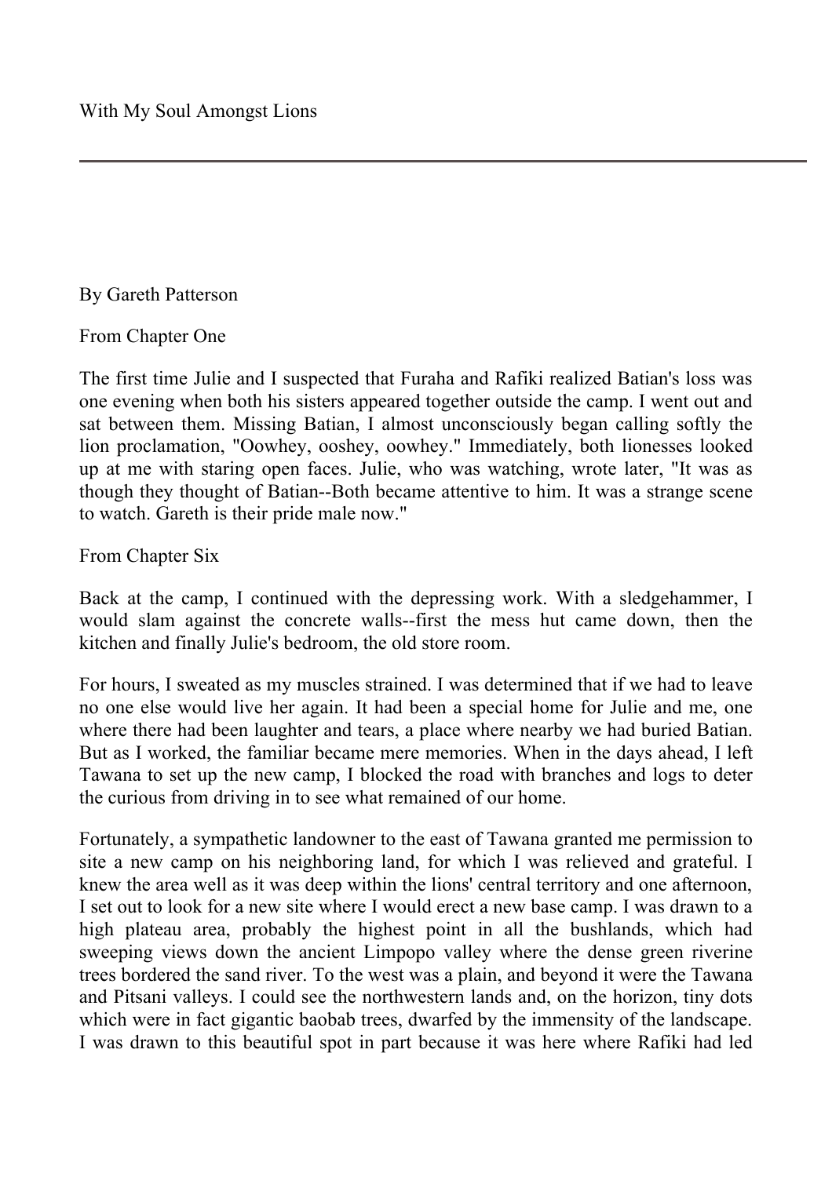# With My Soul Amongst Lions

By Gareth Patterson

From Chapter One

The first time Julie and I suspected that Furaha and Rafiki realized Batian's loss was one evening when both his sisters appeared together outside the camp. I went out and sat between them. Missing Batian, I almost unconsciously began calling softly the lion proclamation, "Oowhey, ooshey, oowhey." Immediately, both lionesses looked up at me with staring open faces. Julie, who was watching, wrote later, "It was as though they thought of Batian--Both became attentive to him. It was a strange scene to watch. Gareth is their pride male now."

From Chapter Six

Back at the camp, I continued with the depressing work. With a sledgehammer, I would slam against the concrete walls--first the mess hut came down, then the kitchen and finally Julie's bedroom, the old store room.

For hours, I sweated as my muscles strained. I was determined that if we had to leave no one else would live her again. It had been a special home for Julie and me, one where there had been laughter and tears, a place where nearby we had buried Batian. But as I worked, the familiar became mere memories. When in the days ahead, I left Tawana to set up the new camp, I blocked the road with branches and logs to deter the curious from driving in to see what remained of our home.

Fortunately, a sympathetic landowner to the east of Tawana granted me permission to site a new camp on his neighboring land, for which I was relieved and grateful. I knew the area well as it was deep within the lions' central territory and one afternoon, I set out to look for a new site where I would erect a new base camp. I was drawn to a high plateau area, probably the highest point in all the bushlands, which had sweeping views down the ancient Limpopo valley where the dense green riverine trees bordered the sand river. To the west was a plain, and beyond it were the Tawana and Pitsani valleys. I could see the northwestern lands and, on the horizon, tiny dots which were in fact gigantic baobab trees, dwarfed by the immensity of the landscape. I was drawn to this beautiful spot in part because it was here where Rafiki had led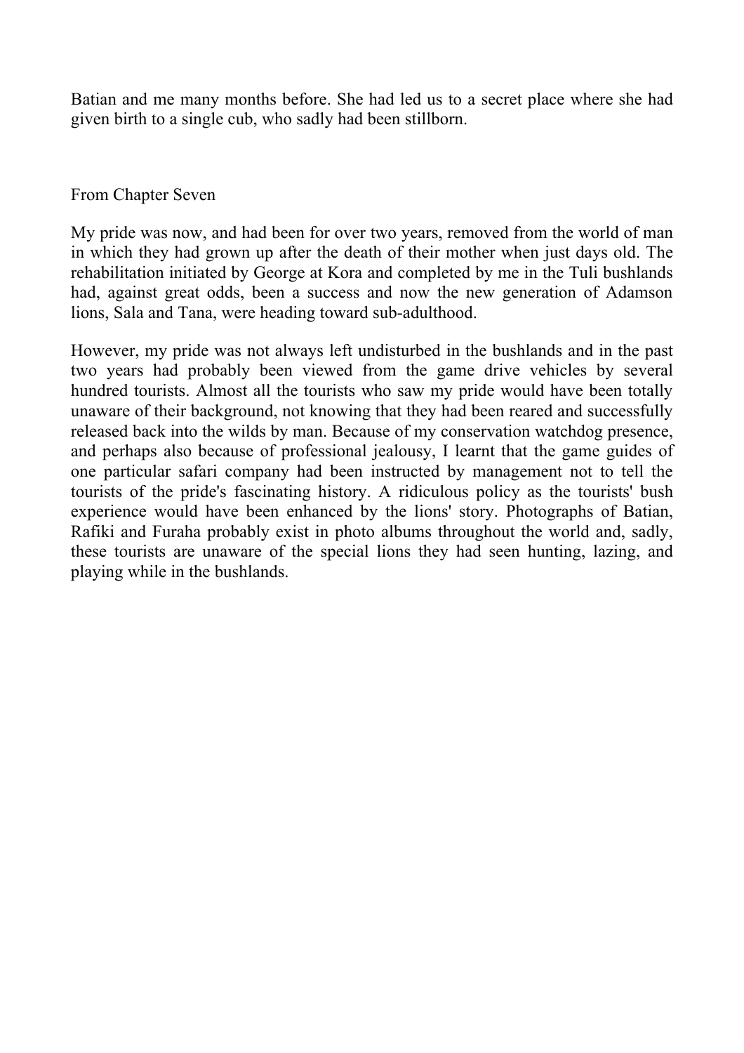Batian and me many months before. She had led us to a secret place where she had given birth to a single cub, who sadly had been stillborn.

From Chapter Seven

My pride was now, and had been for over two years, removed from the world of man in which they had grown up after the death of their mother when just days old. The rehabilitation initiated by George at Kora and completed by me in the Tuli bushlands had, against great odds, been a success and now the new generation of Adamson lions, Sala and Tana, were heading toward sub-adulthood.

However, my pride was not always left undisturbed in the bushlands and in the past two years had probably been viewed from the game drive vehicles by several hundred tourists. Almost all the tourists who saw my pride would have been totally unaware of their background, not knowing that they had been reared and successfully released back into the wilds by man. Because of my conservation watchdog presence, and perhaps also because of professional jealousy, I learnt that the game guides of one particular safari company had been instructed by management not to tell the tourists of the pride's fascinating history. A ridiculous policy as the tourists' bush experience would have been enhanced by the lions' story. Photographs of Batian, Rafiki and Furaha probably exist in photo albums throughout the world and, sadly, these tourists are unaware of the special lions they had seen hunting, lazing, and playing while in the bushlands.